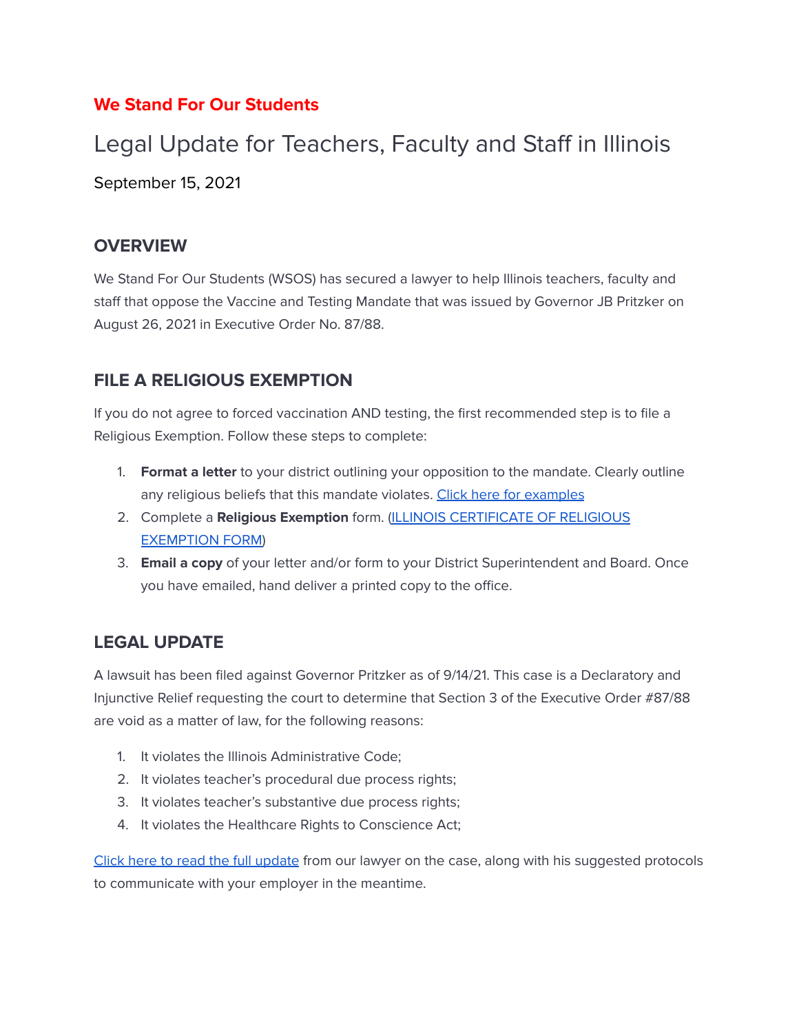**We Stand For Our Students**

# Legal Update for Teachers, Faculty and Staff in Illinois

September 15, 2021

## OVERVIEW

We Stand For Our Students (WSOS) has secured a lawyer to help Illinois teachers, faculty and staff that oppose the Vaccine and Testing Mandate that was issued by Governor JB Pritzker on August 26, 2021 in Executive Order No. 87/88.

## FILE A RELIGIOUS EXEMPTION

If you do not agree to forced vaccination AND testing, the first recommended step is to file a Religious Exemption. Follow these steps to complete:

1. **Format a letter** to your district outlining your opposition to the mandate. Clearly outline any religious beliefs that this mandate violates. Click here for examples
2. Complete a **Religious Exemption** form. (ILLINOIS CERTIFICATE OF RELIGIOUS EXEMPTION FORM)
3. **Email a copy** of your letter and/or form to your District Superintendent and Board. Once you have emailed, hand deliver a printed copy to the office.

## LEGAL UPDATE

A lawsuit has been filed against Governor Pritzker as of 9/14/21. This case is a Declaratory and Injunctive Relief requesting the court to determine that Section 3 of the Executive Order #87/88 are void as a matter of law, for the following reasons:

1. It violates the Illinois Administrative Code;
2. It violates teacher's procedural due process rights;
3. It violates teacher's substantive due process rights;
4. It violates the Healthcare Rights to Conscience Act;

Click here to read the full update from our lawyer on the case, along with his suggested protocols to communicate with your employer in the meantime.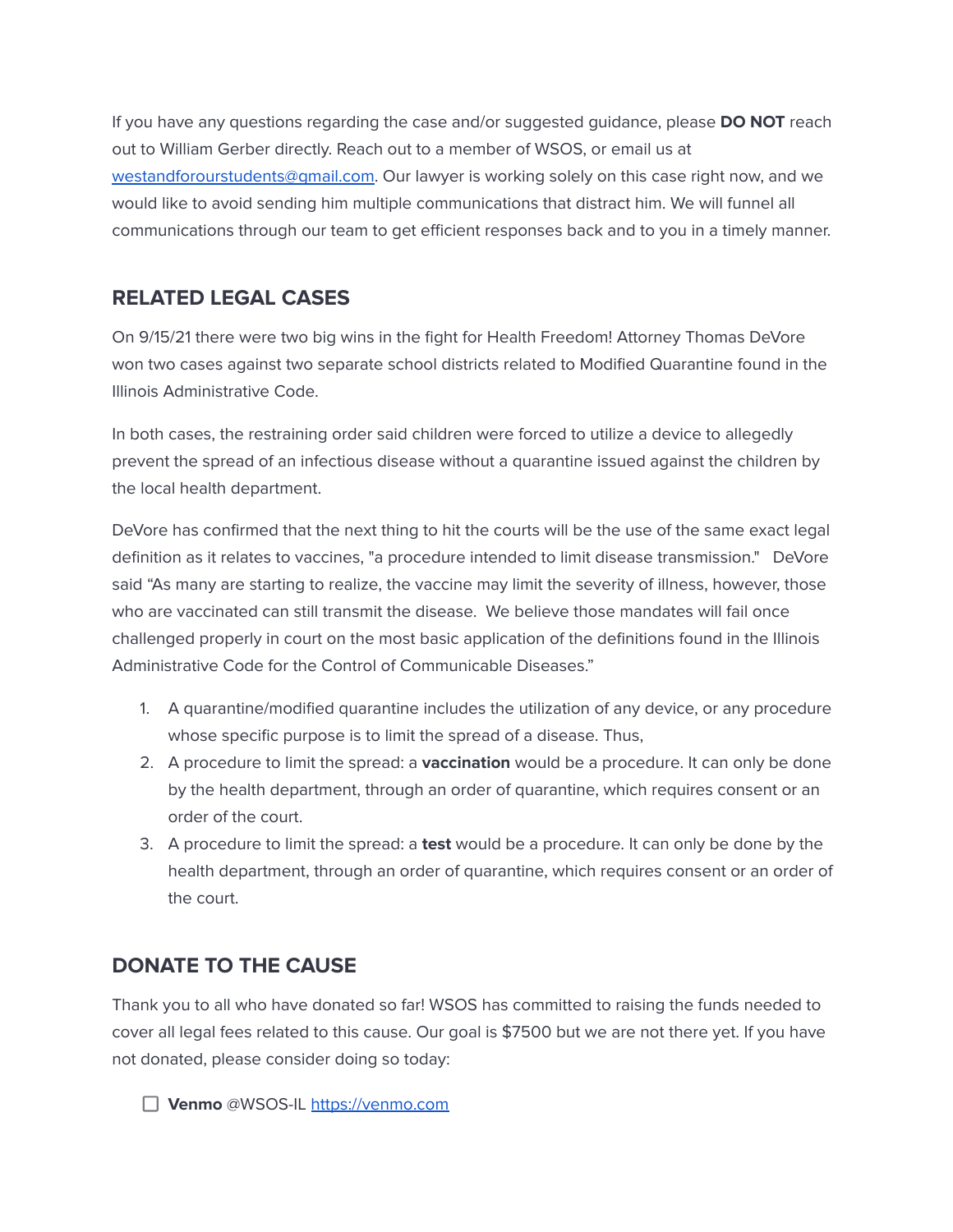If you have any questions regarding the case and/or suggested guidance, please **DO NOT** reach out to William Gerber directly. Reach out to a member of WSOS, or email us at [westandforourstudents@gmail.com](mailto:westandforourstudents@gmail.com). Our lawyer is working solely on this case right now, and we would like to avoid sending him multiple communications that distract him. We will funnel all communications through our team to get efficient responses back and to you in a timely manner.

## RELATED LEGAL CASES

On 9/15/21 there were two big wins in the fight for Health Freedom! Attorney Thomas DeVore won two cases against two separate school districts related to Modified Quarantine found in the Illinois Administrative Code.

In both cases, the restraining order said children were forced to utilize a device to allegedly prevent the spread of an infectious disease without a quarantine issued against the children by the local health department.

DeVore has confirmed that the next thing to hit the courts will be the use of the same exact legal definition as it relates to vaccines, "a procedure intended to limit disease transmission." DeVore said "As many are starting to realize, the vaccine may limit the severity of illness, however, those who are vaccinated can still transmit the disease. We believe those mandates will fail once challenged properly in court on the most basic application of the definitions found in the Illinois Administrative Code for the Control of Communicable Diseases."

1. A quarantine/modified quarantine includes the utilization of any device, or any procedure whose specific purpose is to limit the spread of a disease. Thus,
2. A procedure to limit the spread: a **vaccination** would be a procedure. It can only be done by the health department, through an order of quarantine, which requires consent or an order of the court.
3. A procedure to limit the spread: a **test** would be a procedure. It can only be done by the health department, through an order of quarantine, which requires consent or an order of the court.

## DONATE TO THE CAUSE

Thank you to all who have donated so far! WSOS has committed to raising the funds needed to cover all legal fees related to this cause. Our goal is $7500 but we are not there yet. If you have not donated, please consider doing so today:

- [ ] **Venmo** @WSOS-IL [https://venmo.com](https://venmo.com)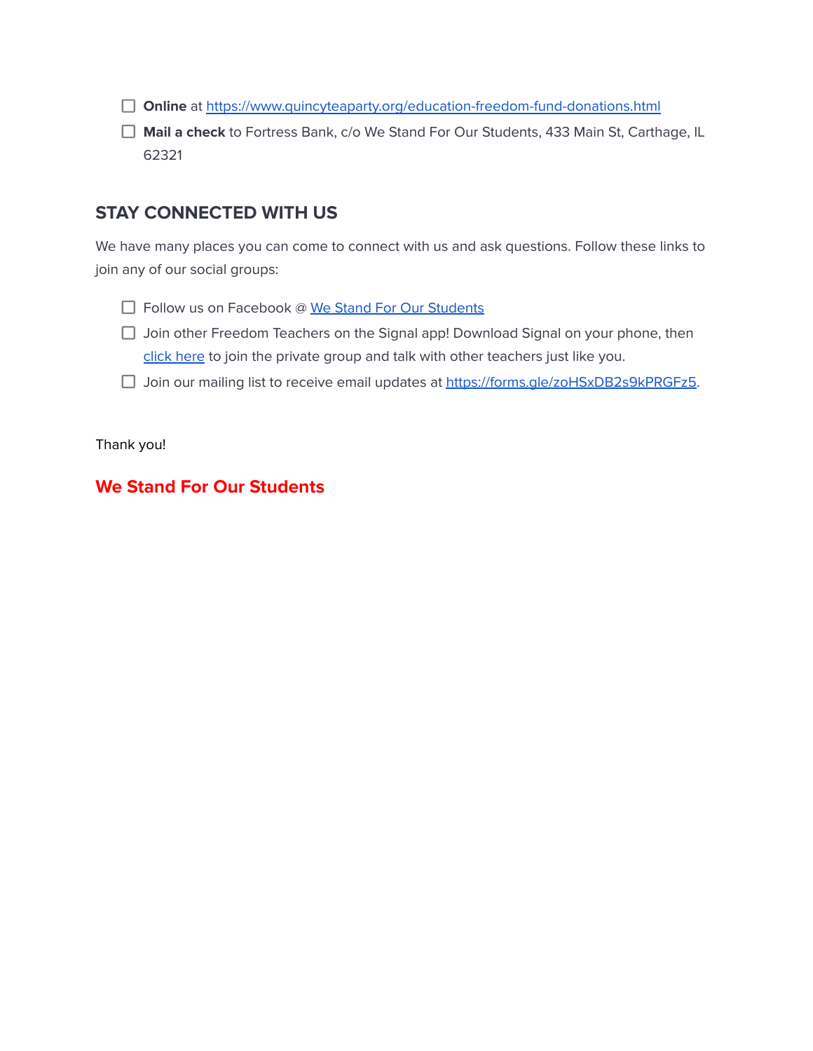- [ ] **Online** at [https://www.quincyteaparty.org/education-freedom-fund-donations.html](https://www.quincyteaparty.org/education-freedom-fund-donations.html)
- [ ] **Mail a check** to Fortress Bank, c/o We Stand For Our Students, 433 Main St, Carthage, IL 62321

## STAY CONNECTED WITH US

We have many places you can come to connect with us and ask questions. Follow these links to join any of our social groups:

- [ ] Follow us on Facebook @ We Stand For Our Students
- [ ] Join other Freedom Teachers on the Signal app! Download Signal on your phone, then click here to join the private group and talk with other teachers just like you.
- [ ] Join our mailing list to receive email updates at [https://forms.gle/zoHSxDB2s9kPRGFz5](https://forms.gle/zoHSxDB2s9kPRGFz5).

Thank you!

**We Stand For Our Students**